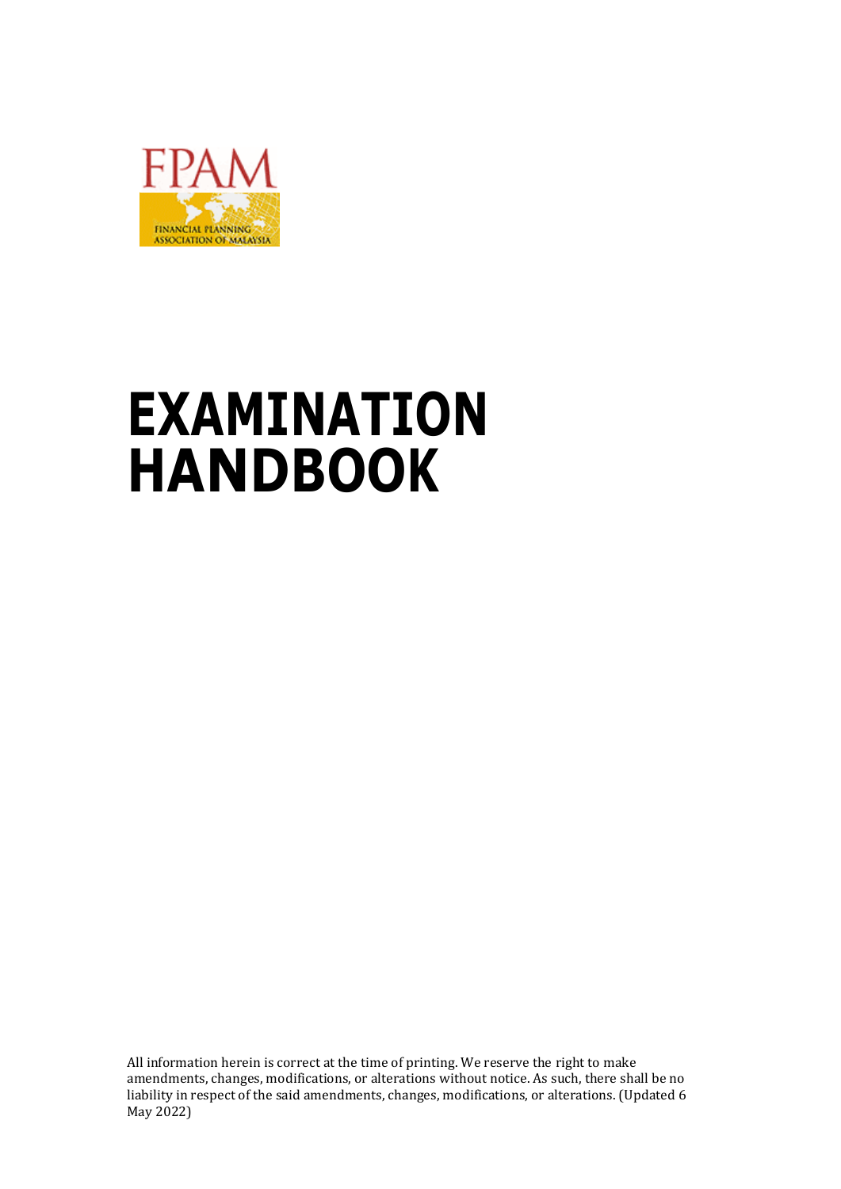FPAM

FINANCIAL PLANNING ASSOCIATION OF MALAYSIA

# EXAMINATION HANDBOOK

All information herein is correct at the time of printing. We reserve the right to make amendments, changes, modifications, or alterations without notice. As such, there shall be no liability in respect of the said amendments, changes, modifications, or alterations. (Updated 6 May 2022)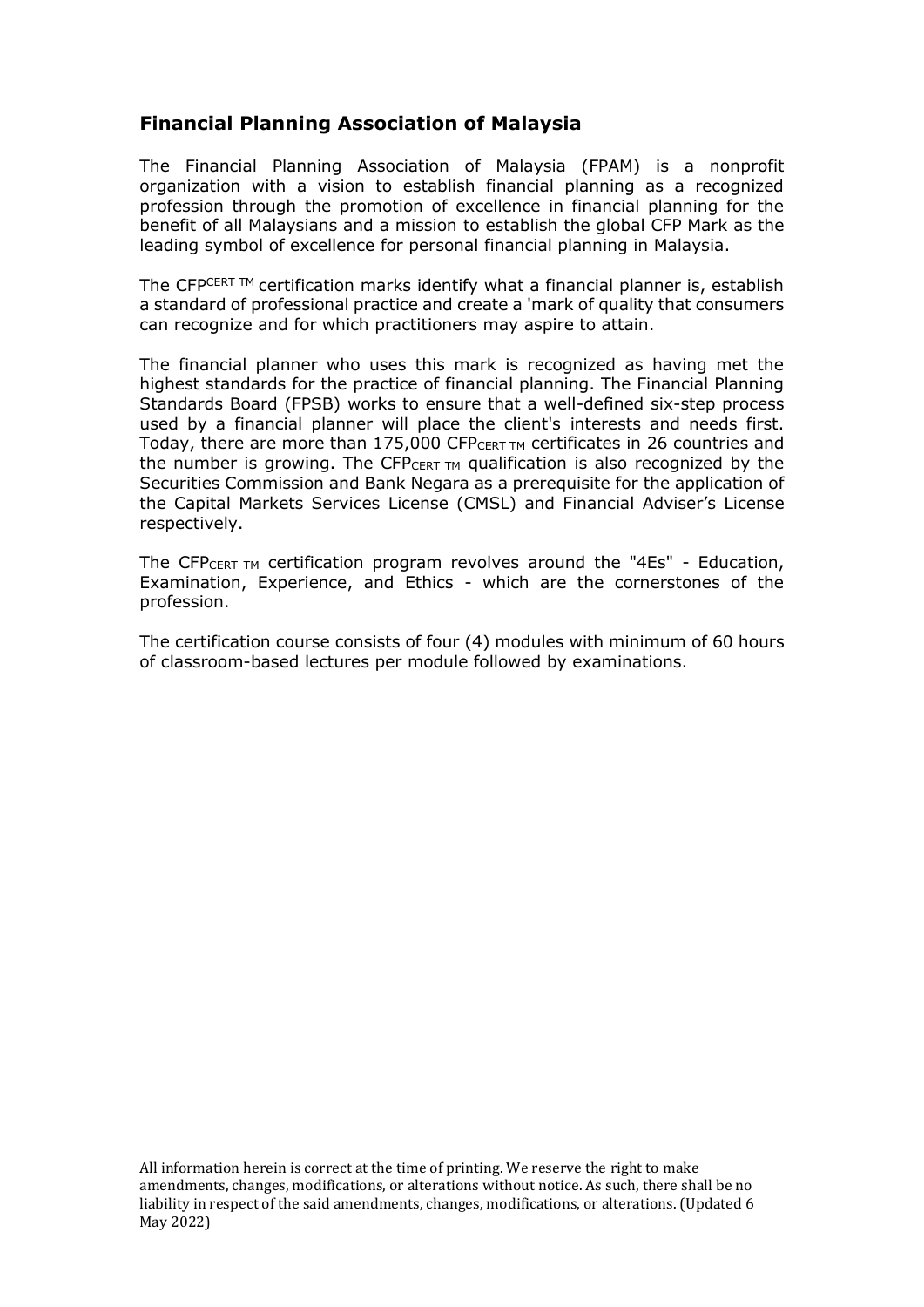## Financial Planning Association of Malaysia

The Financial Planning Association of Malaysia (FPAM) is a nonprofit organization with a vision to establish financial planning as a recognized profession through the promotion of excellence in financial planning for the benefit of all Malaysians and a mission to establish the global CFP Mark as the leading symbol of excellence for personal financial planning in Malaysia.

The CFP[CERT TM] certification marks identify what a financial planner is, establish a standard of professional practice and create a 'mark of quality that consumers can recognize and for which practitioners may aspire to attain.

The financial planner who uses this mark is recognized as having met the highest standards for the practice of financial planning. The Financial Planning Standards Board (FPSB) works to ensure that a well-defined six-step process used by a financial planner will place the client's interests and needs first. Today, there are more than 175,000 CFP CERT TM certificates in 26 countries and the number is growing. The CFP CERT TM qualification is also recognized by the Securities Commission and Bank Negara as a prerequisite for the application of the Capital Markets Services License (CMSL) and Financial Adviser's License respectively.

The CFP CERT TM certification program revolves around the "4Es" - Education, Examination, Experience, and Ethics - which are the cornerstones of the profession.

The certification course consists of four (4) modules with minimum of 60 hours of classroom-based lectures per module followed by examinations.

All information herein is correct at the time of printing. We reserve the right to make amendments, changes, modifications, or alterations without notice. As such, there shall be no liability in respect of the said amendments, changes, modifications, or alterations. (Updated 6 May 2022)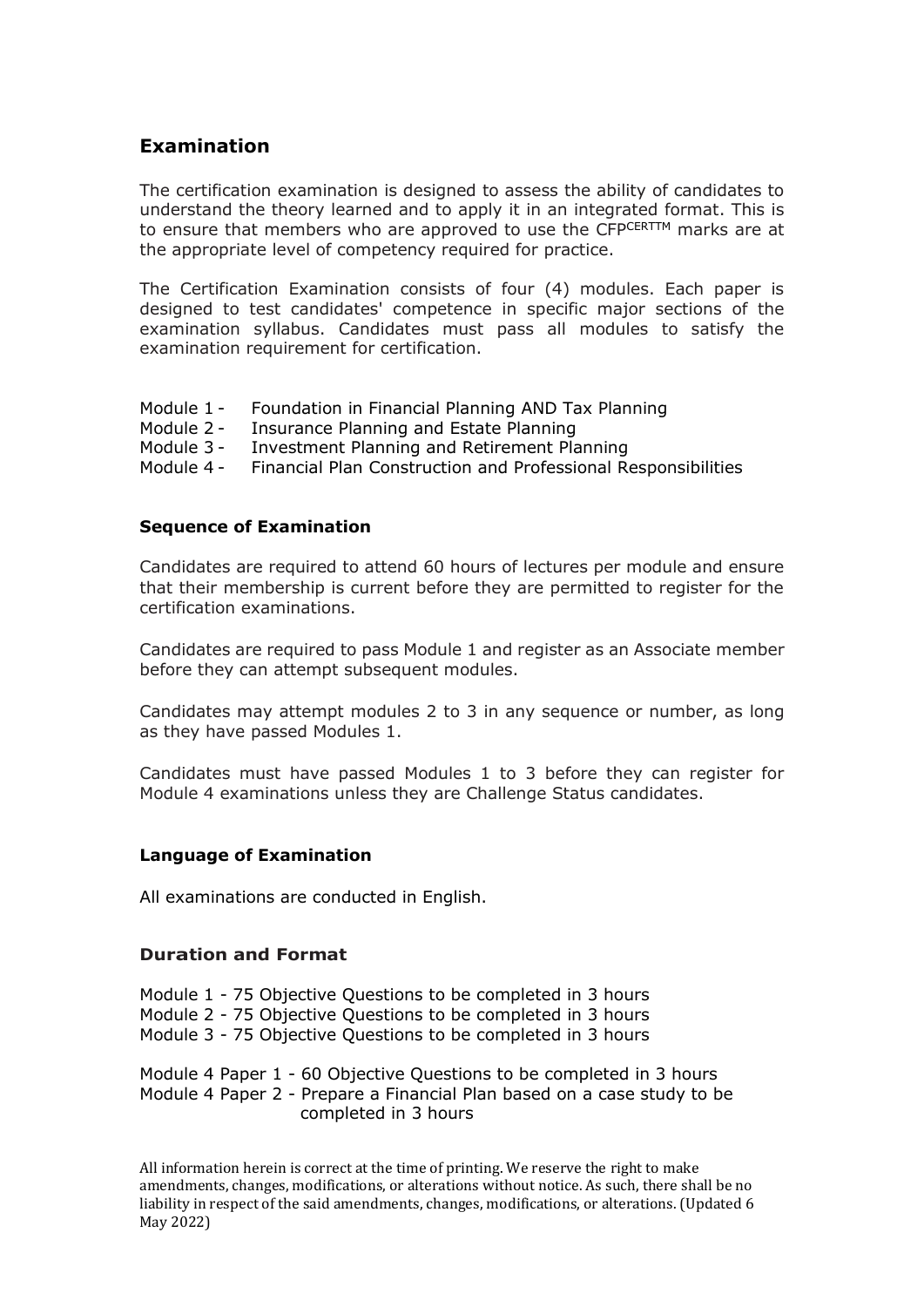## Examination

The certification examination is designed to assess the ability of candidates to understand the theory learned and to apply it in an integrated format. This is to ensure that members who are approved to use the CFP[CERTTM] marks are at the appropriate level of competency required for practice.

The Certification Examination consists of four (4) modules. Each paper is designed to test candidates' competence in specific major sections of the examination syllabus. Candidates must pass all modules to satisfy the examination requirement for certification.

Module 1 - Foundation in Financial Planning AND Tax Planning
Module 2 - Insurance Planning and Estate Planning
Module 3 - Investment Planning and Retirement Planning
Module 4 - Financial Plan Construction and Professional Responsibilities

### Sequence of Examination

Candidates are required to attend 60 hours of lectures per module and ensure that their membership is current before they are permitted to register for the certification examinations.

Candidates are required to pass Module 1 and register as an Associate member before they can attempt subsequent modules.

Candidates may attempt modules 2 to 3 in any sequence or number, as long as they have passed Modules 1.

Candidates must have passed Modules 1 to 3 before they can register for Module 4 examinations unless they are Challenge Status candidates.

### Language of Examination

All examinations are conducted in English.

### Duration and Format

Module 1 - 75 Objective Questions to be completed in 3 hours
Module 2 - 75 Objective Questions to be completed in 3 hours
Module 3 - 75 Objective Questions to be completed in 3 hours

Module 4 Paper 1 - 60 Objective Questions to be completed in 3 hours
Module 4 Paper 2 - Prepare a Financial Plan based on a case study to be completed in 3 hours

All information herein is correct at the time of printing. We reserve the right to make amendments, changes, modifications, or alterations without notice. As such, there shall be no liability in respect of the said amendments, changes, modifications, or alterations. (Updated 6 May 2022)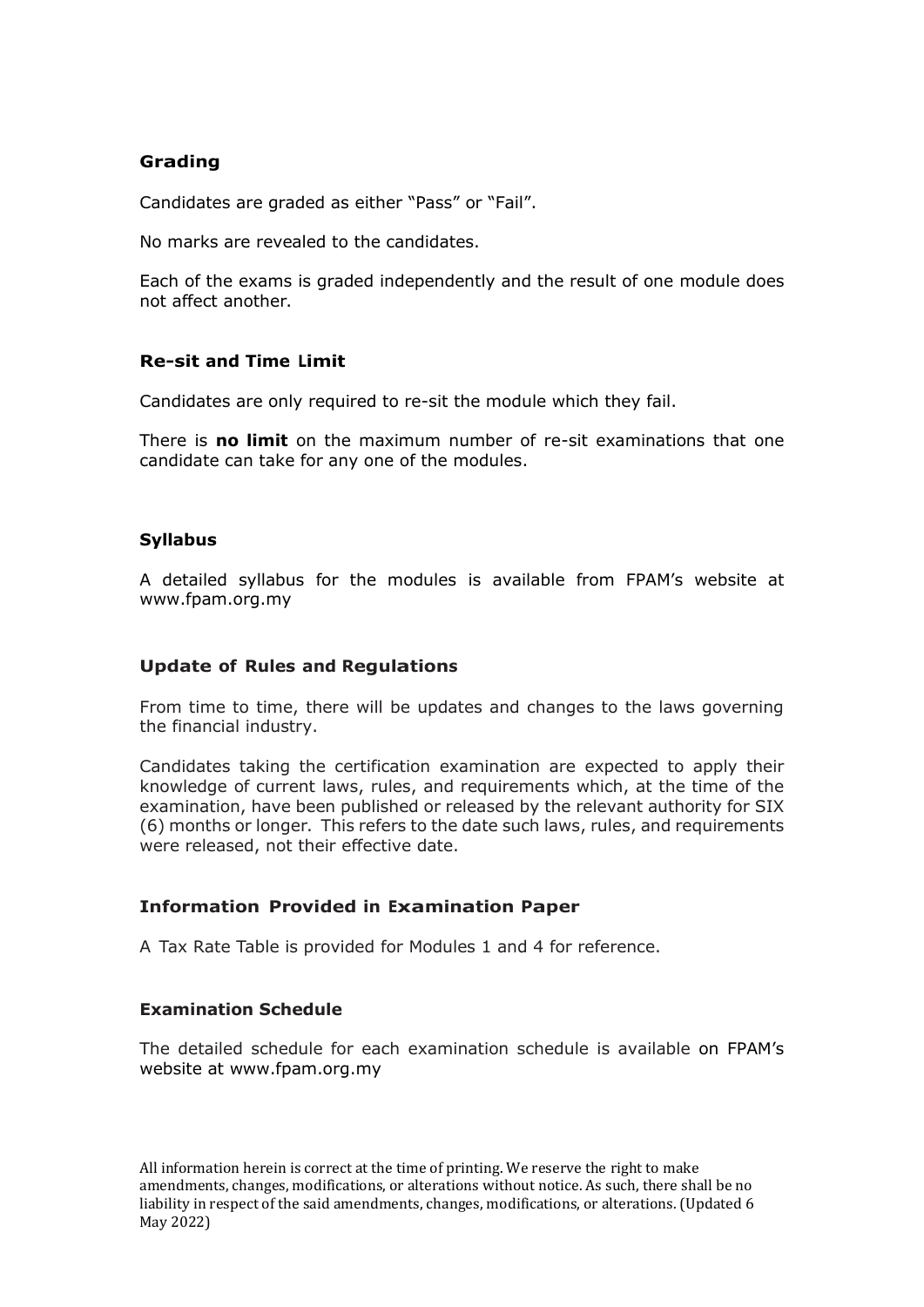### Grading

Candidates are graded as either "Pass" or "Fail".

No marks are revealed to the candidates.

Each of the exams is graded independently and the result of one module does not affect another.

### Re-sit and Time Limit

Candidates are only required to re-sit the module which they fail.

There is **no limit** on the maximum number of re-sit examinations that one candidate can take for any one of the modules.

### Syllabus

A detailed syllabus for the modules is available from FPAM's website at www.fpam.org.my

### Update of Rules and Regulations

From time to time, there will be updates and changes to the laws governing the financial industry.

Candidates taking the certification examination are expected to apply their knowledge of current laws, rules, and requirements which, at the time of the examination, have been published or released by the relevant authority for SIX (6) months or longer. This refers to the date such laws, rules, and requirements were released, not their effective date.

### Information Provided in Examination Paper

A Tax Rate Table is provided for Modules 1 and 4 for reference.

### Examination Schedule

The detailed schedule for each examination schedule is available on FPAM's website at www.fpam.org.my

All information herein is correct at the time of printing. We reserve the right to make amendments, changes, modifications, or alterations without notice. As such, there shall be no liability in respect of the said amendments, changes, modifications, or alterations. (Updated 6 May 2022)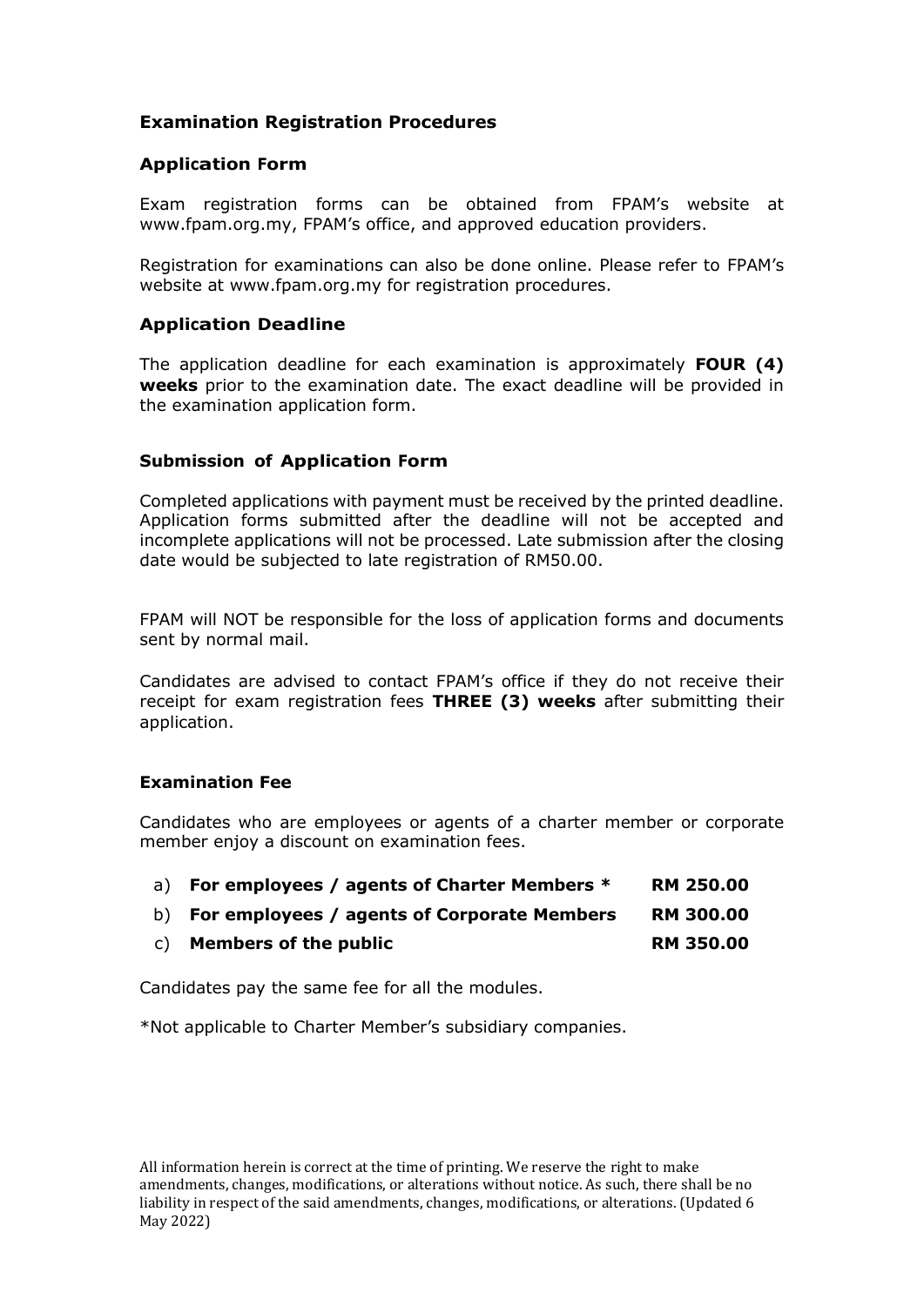## Examination Registration Procedures

### Application Form

Exam registration forms can be obtained from FPAM's website at www.fpam.org.my, FPAM's office, and approved education providers.

Registration for examinations can also be done online. Please refer to FPAM's website at www.fpam.org.my for registration procedures.

### Application Deadline

The application deadline for each examination is approximately **FOUR (4) weeks** prior to the examination date. The exact deadline will be provided in the examination application form.

### Submission of Application Form

Completed applications with payment must be received by the printed deadline. Application forms submitted after the deadline will not be accepted and incomplete applications will not be processed. Late submission after the closing date would be subjected to late registration of RM50.00.

FPAM will NOT be responsible for the loss of application forms and documents sent by normal mail.

Candidates are advised to contact FPAM's office if they do not receive their receipt for exam registration fees **THREE (3) weeks** after submitting their application.

### Examination Fee

Candidates who are employees or agents of a charter member or corporate member enjoy a discount on examination fees.

a) **For employees / agents of Charter Members *** **RM 250.00**

b) **For employees / agents of Corporate Members** **RM 300.00**

c) **Members of the public** **RM 350.00**

Candidates pay the same fee for all the modules.

*Not applicable to Charter Member's subsidiary companies.

All information herein is correct at the time of printing. We reserve the right to make amendments, changes, modifications, or alterations without notice. As such, there shall be no liability in respect of the said amendments, changes, modifications, or alterations. (Updated 6 May 2022)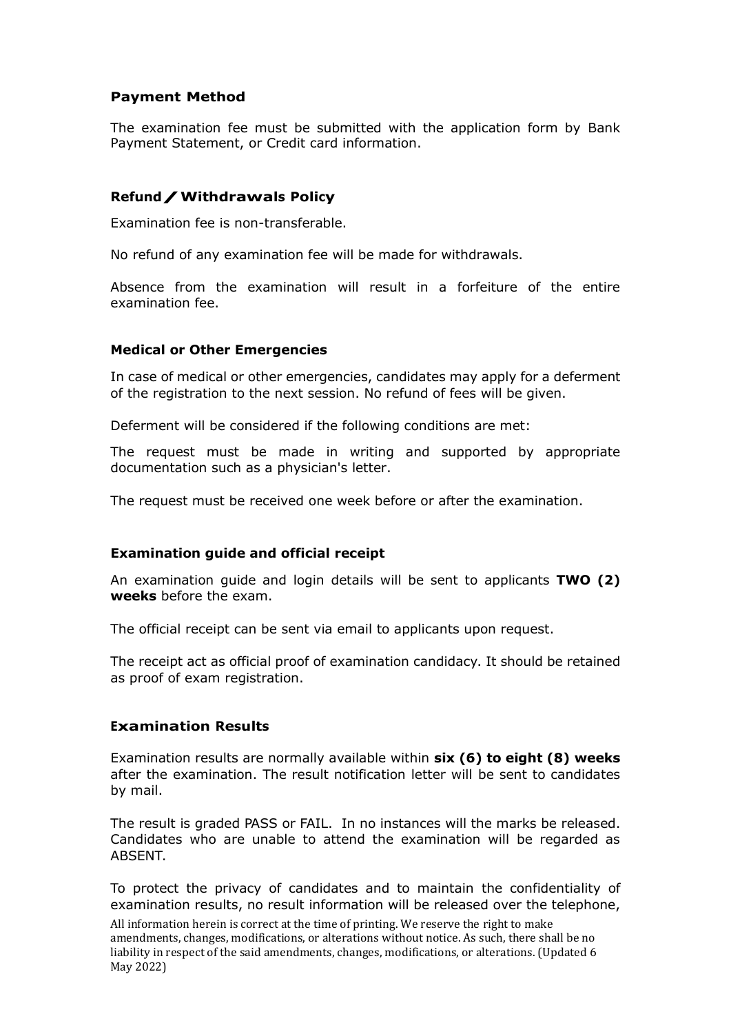### Payment Method

The examination fee must be submitted with the application form by Bank Payment Statement, or Credit card information.

### Refund / Withdrawals Policy

Examination fee is non-transferable.

No refund of any examination fee will be made for withdrawals.

Absence from the examination will result in a forfeiture of the entire examination fee.

### Medical or Other Emergencies

In case of medical or other emergencies, candidates may apply for a deferment of the registration to the next session. No refund of fees will be given.

Deferment will be considered if the following conditions are met:

The request must be made in writing and supported by appropriate documentation such as a physician's letter.

The request must be received one week before or after the examination.

### Examination guide and official receipt

An examination guide and login details will be sent to applicants **TWO (2) weeks** before the exam.

The official receipt can be sent via email to applicants upon request.

The receipt act as official proof of examination candidacy. It should be retained as proof of exam registration.

### Examination Results

Examination results are normally available within **six (6) to eight (8) weeks** after the examination. The result notification letter will be sent to candidates by mail.

The result is graded PASS or FAIL. In no instances will the marks be released. Candidates who are unable to attend the examination will be regarded as ABSENT.

To protect the privacy of candidates and to maintain the confidentiality of examination results, no result information will be released over the telephone,

All information herein is correct at the time of printing. We reserve the right to make amendments, changes, modifications, or alterations without notice. As such, there shall be no liability in respect of the said amendments, changes, modifications, or alterations. (Updated 6 May 2022)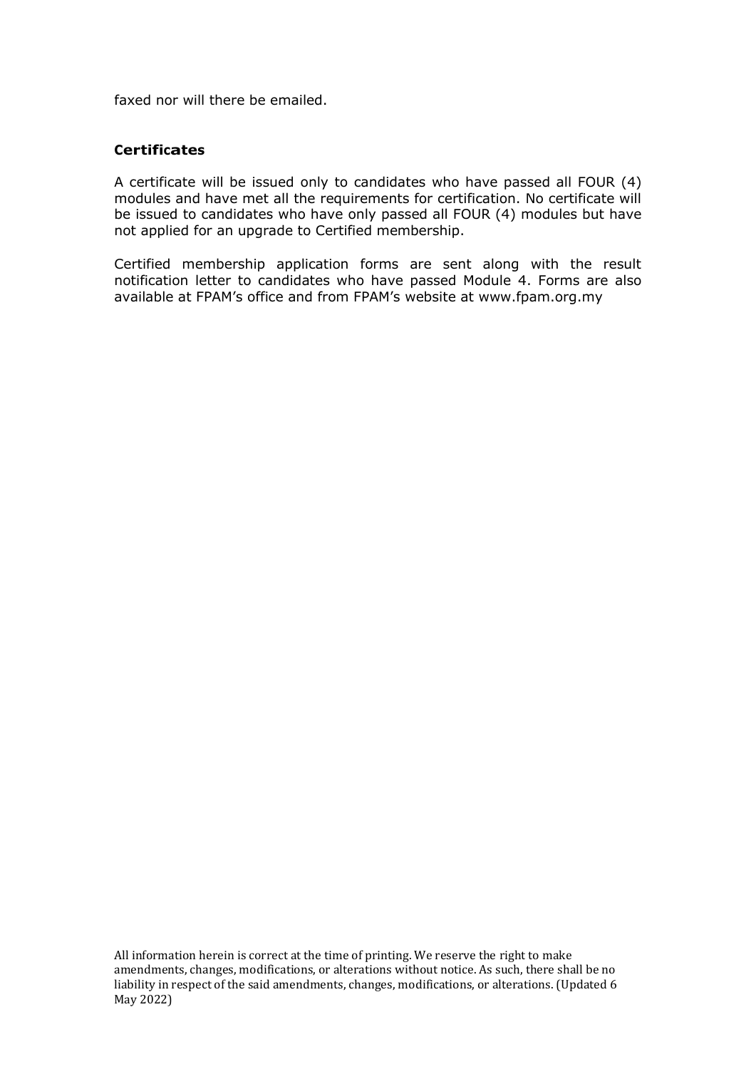faxed nor will there be emailed.

**Certificates**

A certificate will be issued only to candidates who have passed all FOUR (4) modules and have met all the requirements for certification. No certificate will be issued to candidates who have only passed all FOUR (4) modules but have not applied for an upgrade to Certified membership.

Certified membership application forms are sent along with the result notification letter to candidates who have passed Module 4. Forms are also available at FPAM's office and from FPAM's website at www.fpam.org.my

All information herein is correct at the time of printing. We reserve the right to make amendments, changes, modifications, or alterations without notice. As such, there shall be no liability in respect of the said amendments, changes, modifications, or alterations. (Updated 6 May 2022)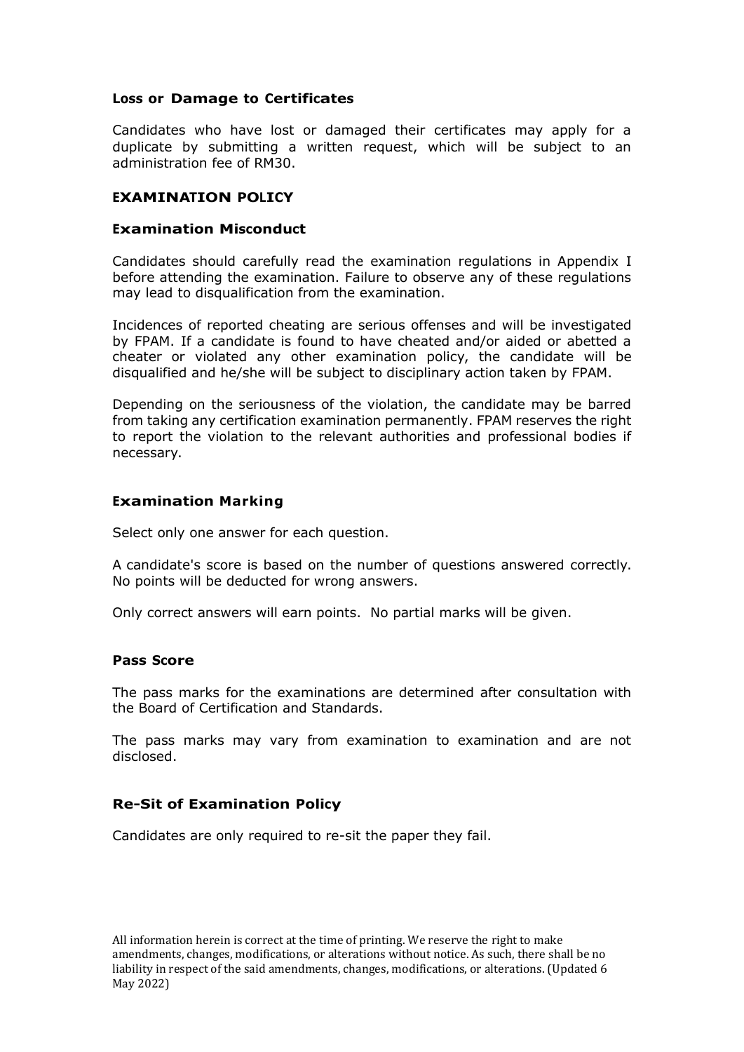### Loss or Damage to Certificates

Candidates who have lost or damaged their certificates may apply for a duplicate by submitting a written request, which will be subject to an administration fee of RM30.

## EXAMINATION POLICY

### Examination Misconduct

Candidates should carefully read the examination regulations in Appendix I before attending the examination. Failure to observe any of these regulations may lead to disqualification from the examination.

Incidences of reported cheating are serious offenses and will be investigated by FPAM. If a candidate is found to have cheated and/or aided or abetted a cheater or violated any other examination policy, the candidate will be disqualified and he/she will be subject to disciplinary action taken by FPAM.

Depending on the seriousness of the violation, the candidate may be barred from taking any certification examination permanently. FPAM reserves the right to report the violation to the relevant authorities and professional bodies if necessary.

### Examination Marking

Select only one answer for each question.

A candidate's score is based on the number of questions answered correctly. No points will be deducted for wrong answers.

Only correct answers will earn points. No partial marks will be given.

### Pass Score

The pass marks for the examinations are determined after consultation with the Board of Certification and Standards.

The pass marks may vary from examination to examination and are not disclosed.

### Re-Sit of Examination Policy

Candidates are only required to re-sit the paper they fail.

All information herein is correct at the time of printing. We reserve the right to make amendments, changes, modifications, or alterations without notice. As such, there shall be no liability in respect of the said amendments, changes, modifications, or alterations. (Updated 6 May 2022)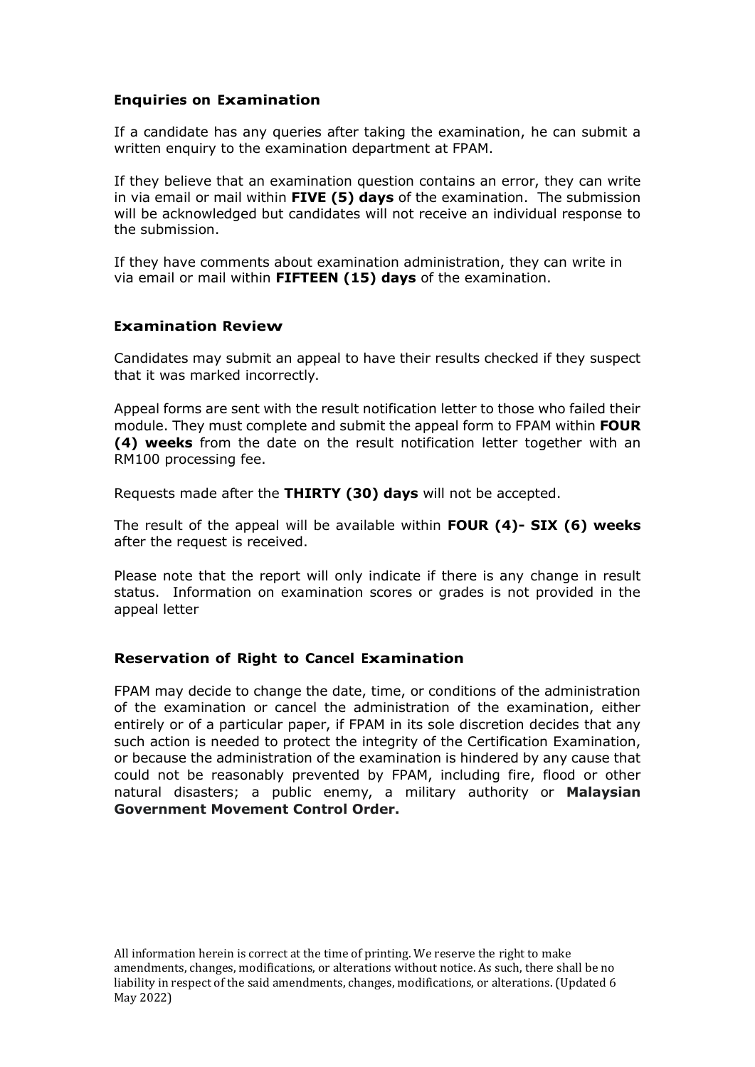### Enquiries on Examination

If a candidate has any queries after taking the examination, he can submit a written enquiry to the examination department at FPAM.

If they believe that an examination question contains an error, they can write in via email or mail within **FIVE (5) days** of the examination. The submission will be acknowledged but candidates will not receive an individual response to the submission.

If they have comments about examination administration, they can write in via email or mail within **FIFTEEN (15) days** of the examination.

### Examination Review

Candidates may submit an appeal to have their results checked if they suspect that it was marked incorrectly.

Appeal forms are sent with the result notification letter to those who failed their module. They must complete and submit the appeal form to FPAM within **FOUR (4) weeks** from the date on the result notification letter together with an RM100 processing fee.

Requests made after the **THIRTY (30) days** will not be accepted.

The result of the appeal will be available within **FOUR (4)- SIX (6) weeks** after the request is received.

Please note that the report will only indicate if there is any change in result status. Information on examination scores or grades is not provided in the appeal letter

### Reservation of Right to Cancel Examination

FPAM may decide to change the date, time, or conditions of the administration of the examination or cancel the administration of the examination, either entirely or of a particular paper, if FPAM in its sole discretion decides that any such action is needed to protect the integrity of the Certification Examination, or because the administration of the examination is hindered by any cause that could not be reasonably prevented by FPAM, including fire, flood or other natural disasters; a public enemy, a military authority or **Malaysian Government Movement Control Order.**

All information herein is correct at the time of printing. We reserve the right to make amendments, changes, modifications, or alterations without notice. As such, there shall be no liability in respect of the said amendments, changes, modifications, or alterations. (Updated 6 May 2022)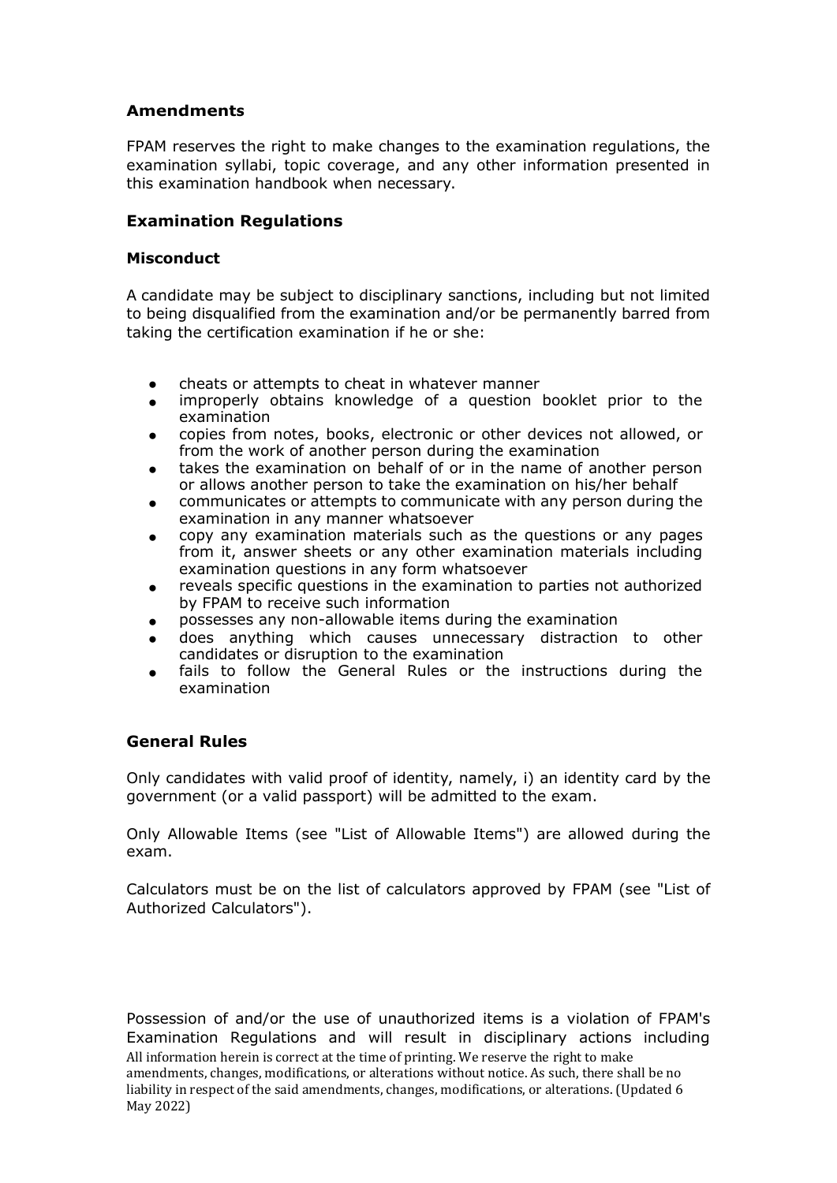### Amendments

FPAM reserves the right to make changes to the examination regulations, the examination syllabi, topic coverage, and any other information presented in this examination handbook when necessary.

### Examination Regulations

#### Misconduct

A candidate may be subject to disciplinary sanctions, including but not limited to being disqualified from the examination and/or be permanently barred from taking the certification examination if he or she:

- cheats or attempts to cheat in whatever manner
- improperly obtains knowledge of a question booklet prior to the examination
- copies from notes, books, electronic or other devices not allowed, or from the work of another person during the examination
- takes the examination on behalf of or in the name of another person or allows another person to take the examination on his/her behalf
- communicates or attempts to communicate with any person during the examination in any manner whatsoever
- copy any examination materials such as the questions or any pages from it, answer sheets or any other examination materials including examination questions in any form whatsoever
- reveals specific questions in the examination to parties not authorized by FPAM to receive such information
- possesses any non-allowable items during the examination
- does anything which causes unnecessary distraction to other candidates or disruption to the examination
- fails to follow the General Rules or the instructions during the examination

### General Rules

Only candidates with valid proof of identity, namely, i) an identity card by the government (or a valid passport) will be admitted to the exam.

Only Allowable Items (see "List of Allowable Items") are allowed during the exam.

Calculators must be on the list of calculators approved by FPAM (see "List of Authorized Calculators").

Possession of and/or the use of unauthorized items is a violation of FPAM's Examination Regulations and will result in disciplinary actions including

All information herein is correct at the time of printing. We reserve the right to make amendments, changes, modifications, or alterations without notice. As such, there shall be no liability in respect of the said amendments, changes, modifications, or alterations. (Updated 6 May 2022)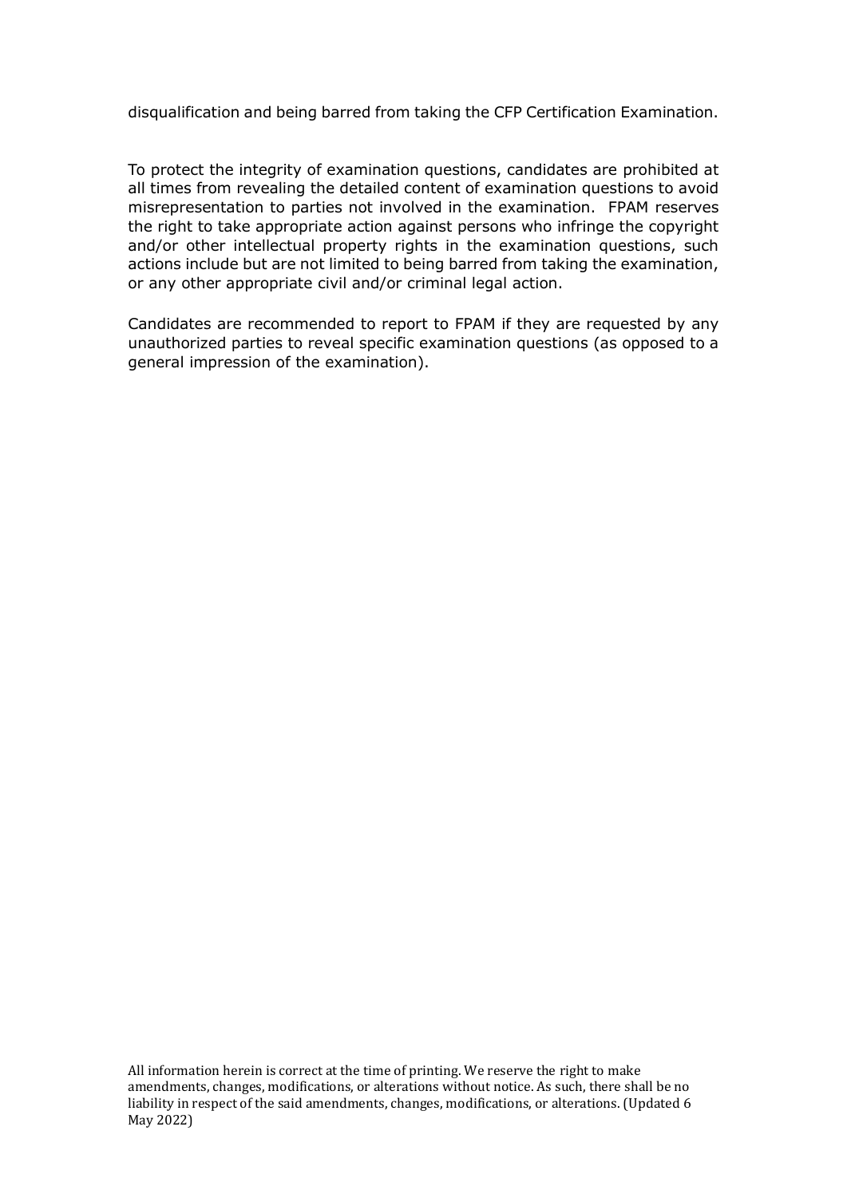disqualification and being barred from taking the CFP Certification Examination.

To protect the integrity of examination questions, candidates are prohibited at all times from revealing the detailed content of examination questions to avoid misrepresentation to parties not involved in the examination. FPAM reserves the right to take appropriate action against persons who infringe the copyright and/or other intellectual property rights in the examination questions, such actions include but are not limited to being barred from taking the examination, or any other appropriate civil and/or criminal legal action.

Candidates are recommended to report to FPAM if they are requested by any unauthorized parties to reveal specific examination questions (as opposed to a general impression of the examination).

All information herein is correct at the time of printing. We reserve the right to make amendments, changes, modifications, or alterations without notice. As such, there shall be no liability in respect of the said amendments, changes, modifications, or alterations. (Updated 6 May 2022)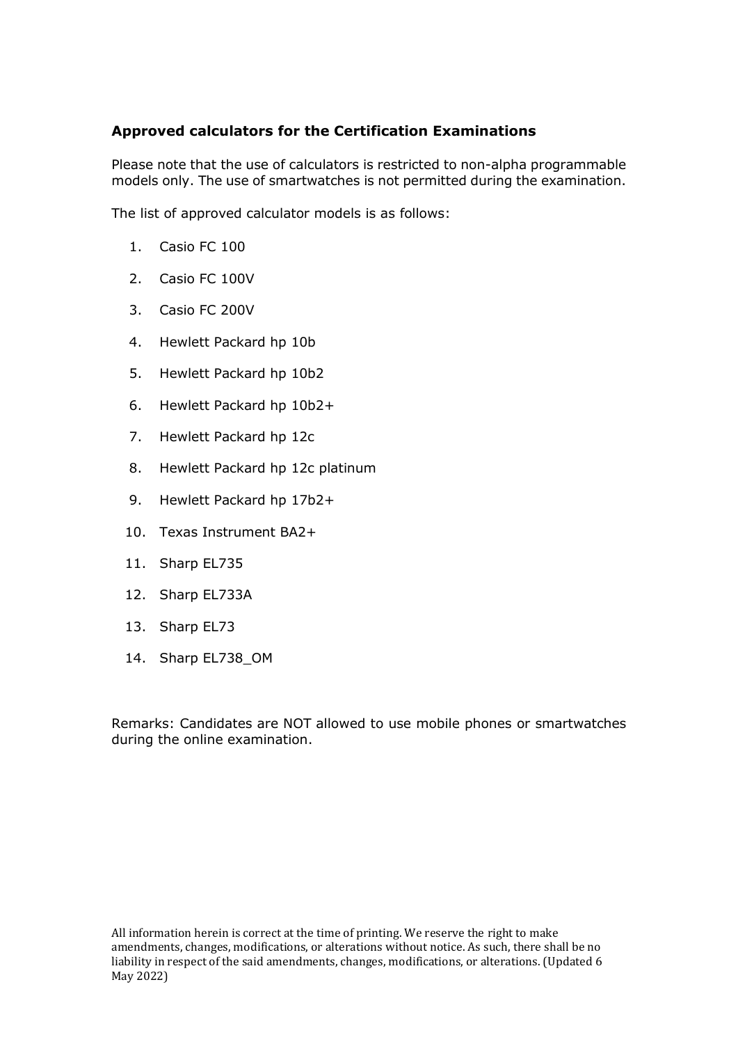### Approved calculators for the Certification Examinations

Please note that the use of calculators is restricted to non-alpha programmable models only. The use of smartwatches is not permitted during the examination.

The list of approved calculator models is as follows:

1. Casio FC 100
2. Casio FC 100V
3. Casio FC 200V
4. Hewlett Packard hp 10b
5. Hewlett Packard hp 10b2
6. Hewlett Packard hp 10b2+
7. Hewlett Packard hp 12c
8. Hewlett Packard hp 12c platinum
9. Hewlett Packard hp 17b2+
10. Texas Instrument BA2+
11. Sharp EL735
12. Sharp EL733A
13. Sharp EL73
14. Sharp EL738_OM

Remarks: Candidates are NOT allowed to use mobile phones or smartwatches during the online examination.

All information herein is correct at the time of printing. We reserve the right to make amendments, changes, modifications, or alterations without notice. As such, there shall be no liability in respect of the said amendments, changes, modifications, or alterations. (Updated 6 May 2022)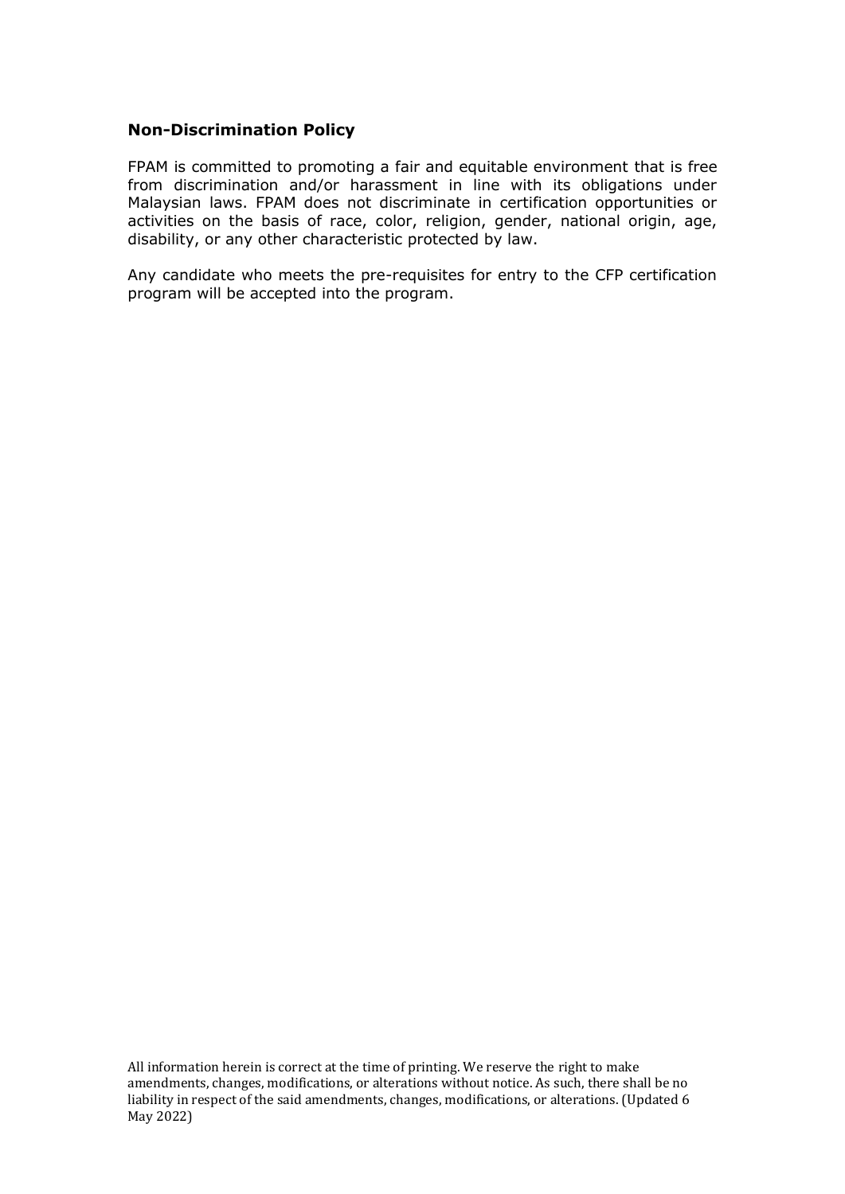**Non-Discrimination Policy**

FPAM is committed to promoting a fair and equitable environment that is free from discrimination and/or harassment in line with its obligations under Malaysian laws. FPAM does not discriminate in certification opportunities or activities on the basis of race, color, religion, gender, national origin, age, disability, or any other characteristic protected by law.

Any candidate who meets the pre-requisites for entry to the CFP certification program will be accepted into the program.

All information herein is correct at the time of printing. We reserve the right to make amendments, changes, modifications, or alterations without notice. As such, there shall be no liability in respect of the said amendments, changes, modifications, or alterations. (Updated 6 May 2022)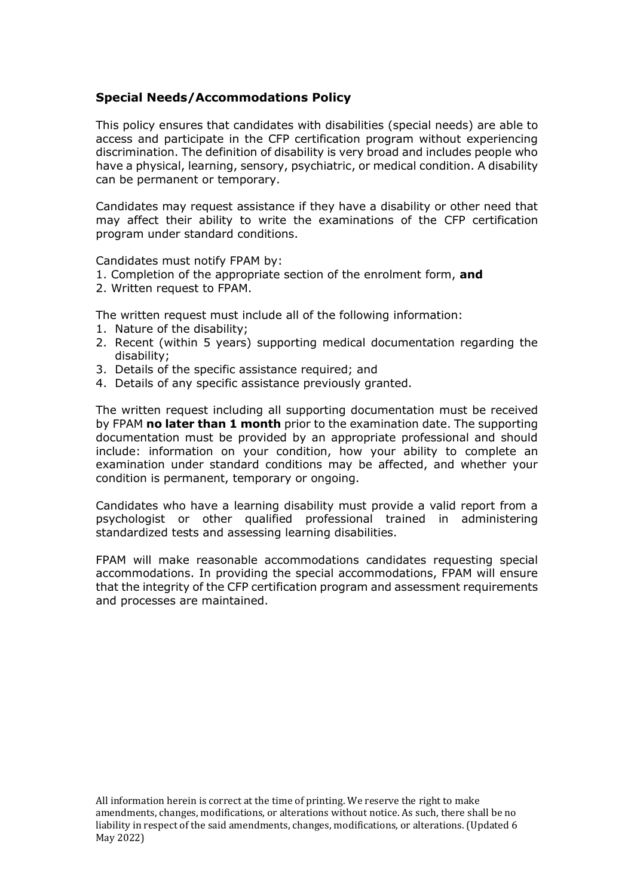**Special Needs/Accommodations Policy**

This policy ensures that candidates with disabilities (special needs) are able to access and participate in the CFP certification program without experiencing discrimination. The definition of disability is very broad and includes people who have a physical, learning, sensory, psychiatric, or medical condition. A disability can be permanent or temporary.

Candidates may request assistance if they have a disability or other need that may affect their ability to write the examinations of the CFP certification program under standard conditions.

Candidates must notify FPAM by:

1. Completion of the appropriate section of the enrolment form, **and**
2. Written request to FPAM.

The written request must include all of the following information:

1. Nature of the disability;
2. Recent (within 5 years) supporting medical documentation regarding the disability;
3. Details of the specific assistance required; and
4. Details of any specific assistance previously granted.

The written request including all supporting documentation must be received by FPAM **no later than 1 month** prior to the examination date. The supporting documentation must be provided by an appropriate professional and should include: information on your condition, how your ability to complete an examination under standard conditions may be affected, and whether your condition is permanent, temporary or ongoing.

Candidates who have a learning disability must provide a valid report from a psychologist or other qualified professional trained in administering standardized tests and assessing learning disabilities.

FPAM will make reasonable accommodations candidates requesting special accommodations. In providing the special accommodations, FPAM will ensure that the integrity of the CFP certification program and assessment requirements and processes are maintained.

All information herein is correct at the time of printing. We reserve the right to make amendments, changes, modifications, or alterations without notice. As such, there shall be no liability in respect of the said amendments, changes, modifications, or alterations. (Updated 6 May 2022)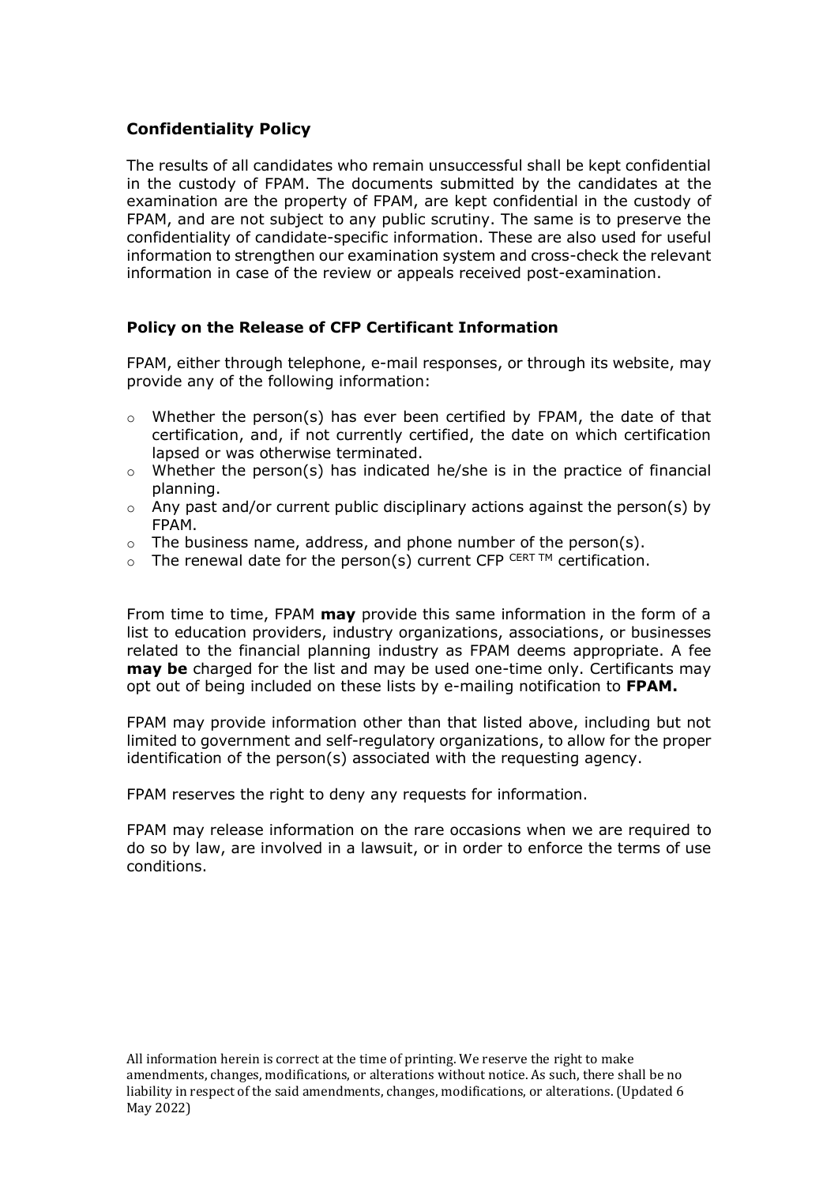## Confidentiality Policy

The results of all candidates who remain unsuccessful shall be kept confidential in the custody of FPAM. The documents submitted by the candidates at the examination are the property of FPAM, are kept confidential in the custody of FPAM, and are not subject to any public scrutiny. The same is to preserve the confidentiality of candidate-specific information. These are also used for useful information to strengthen our examination system and cross-check the relevant information in case of the review or appeals received post-examination.

### Policy on the Release of CFP Certificant Information

FPAM, either through telephone, e-mail responses, or through its website, may provide any of the following information:

- Whether the person(s) has ever been certified by FPAM, the date of that certification, and, if not currently certified, the date on which certification lapsed or was otherwise terminated.
- Whether the person(s) has indicated he/she is in the practice of financial planning.
- Any past and/or current public disciplinary actions against the person(s) by FPAM.
- The business name, address, and phone number of the person(s).
- The renewal date for the person(s) current CFP CERT TM certification.

From time to time, FPAM **may** provide this same information in the form of a list to education providers, industry organizations, associations, or businesses related to the financial planning industry as FPAM deems appropriate. A fee **may be** charged for the list and may be used one-time only. Certificants may opt out of being included on these lists by e-mailing notification to **FPAM.**

FPAM may provide information other than that listed above, including but not limited to government and self-regulatory organizations, to allow for the proper identification of the person(s) associated with the requesting agency.

FPAM reserves the right to deny any requests for information.

FPAM may release information on the rare occasions when we are required to do so by law, are involved in a lawsuit, or in order to enforce the terms of use conditions.

All information herein is correct at the time of printing. We reserve the right to make amendments, changes, modifications, or alterations without notice. As such, there shall be no liability in respect of the said amendments, changes, modifications, or alterations. (Updated 6 May 2022)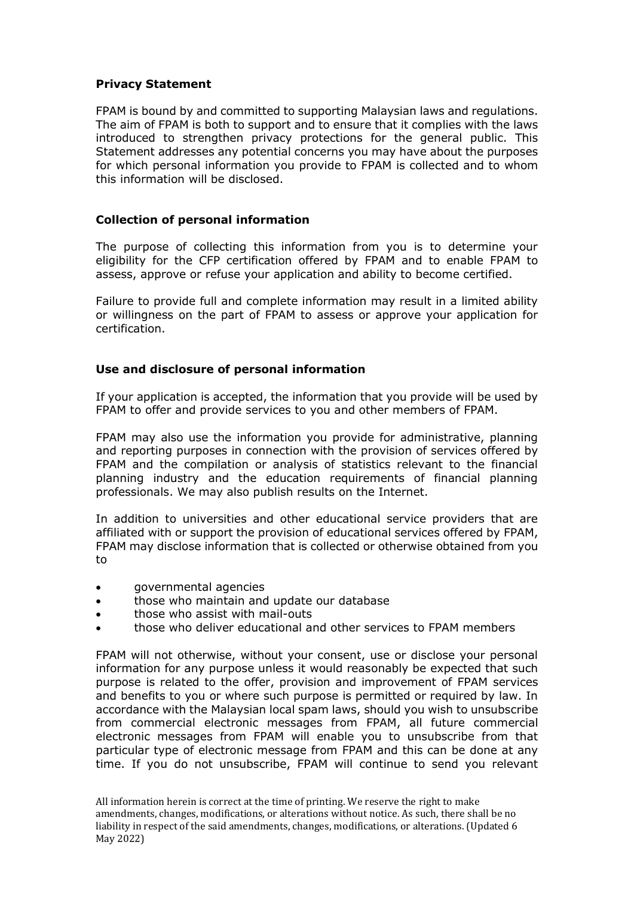**Privacy Statement**

FPAM is bound by and committed to supporting Malaysian laws and regulations. The aim of FPAM is both to support and to ensure that it complies with the laws introduced to strengthen privacy protections for the general public. This Statement addresses any potential concerns you may have about the purposes for which personal information you provide to FPAM is collected and to whom this information will be disclosed.

**Collection of personal information**

The purpose of collecting this information from you is to determine your eligibility for the CFP certification offered by FPAM and to enable FPAM to assess, approve or refuse your application and ability to become certified.

Failure to provide full and complete information may result in a limited ability or willingness on the part of FPAM to assess or approve your application for certification.

**Use and disclosure of personal information**

If your application is accepted, the information that you provide will be used by FPAM to offer and provide services to you and other members of FPAM.

FPAM may also use the information you provide for administrative, planning and reporting purposes in connection with the provision of services offered by FPAM and the compilation or analysis of statistics relevant to the financial planning industry and the education requirements of financial planning professionals. We may also publish results on the Internet.

In addition to universities and other educational service providers that are affiliated with or support the provision of educational services offered by FPAM, FPAM may disclose information that is collected or otherwise obtained from you to

- governmental agencies
- those who maintain and update our database
- those who assist with mail-outs
- those who deliver educational and other services to FPAM members

FPAM will not otherwise, without your consent, use or disclose your personal information for any purpose unless it would reasonably be expected that such purpose is related to the offer, provision and improvement of FPAM services and benefits to you or where such purpose is permitted or required by law. In accordance with the Malaysian local spam laws, should you wish to unsubscribe from commercial electronic messages from FPAM, all future commercial electronic messages from FPAM will enable you to unsubscribe from that particular type of electronic message from FPAM and this can be done at any time. If you do not unsubscribe, FPAM will continue to send you relevant

All information herein is correct at the time of printing. We reserve the right to make amendments, changes, modifications, or alterations without notice. As such, there shall be no liability in respect of the said amendments, changes, modifications, or alterations. (Updated 6 May 2022)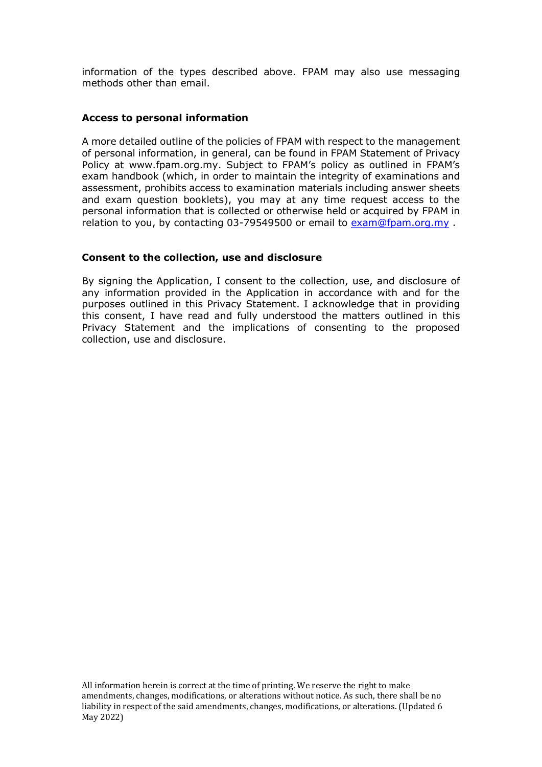information of the types described above. FPAM may also use messaging methods other than email.

**Access to personal information**

A more detailed outline of the policies of FPAM with respect to the management of personal information, in general, can be found in FPAM Statement of Privacy Policy at www.fpam.org.my. Subject to FPAM's policy as outlined in FPAM's exam handbook (which, in order to maintain the integrity of examinations and assessment, prohibits access to examination materials including answer sheets and exam question booklets), you may at any time request access to the personal information that is collected or otherwise held or acquired by FPAM in relation to you, by contacting 03-79549500 or email to exam@fpam.org.my .

**Consent to the collection, use and disclosure**

By signing the Application, I consent to the collection, use, and disclosure of any information provided in the Application in accordance with and for the purposes outlined in this Privacy Statement. I acknowledge that in providing this consent, I have read and fully understood the matters outlined in this Privacy Statement and the implications of consenting to the proposed collection, use and disclosure.

All information herein is correct at the time of printing. We reserve the right to make amendments, changes, modifications, or alterations without notice. As such, there shall be no liability in respect of the said amendments, changes, modifications, or alterations. (Updated 6 May 2022)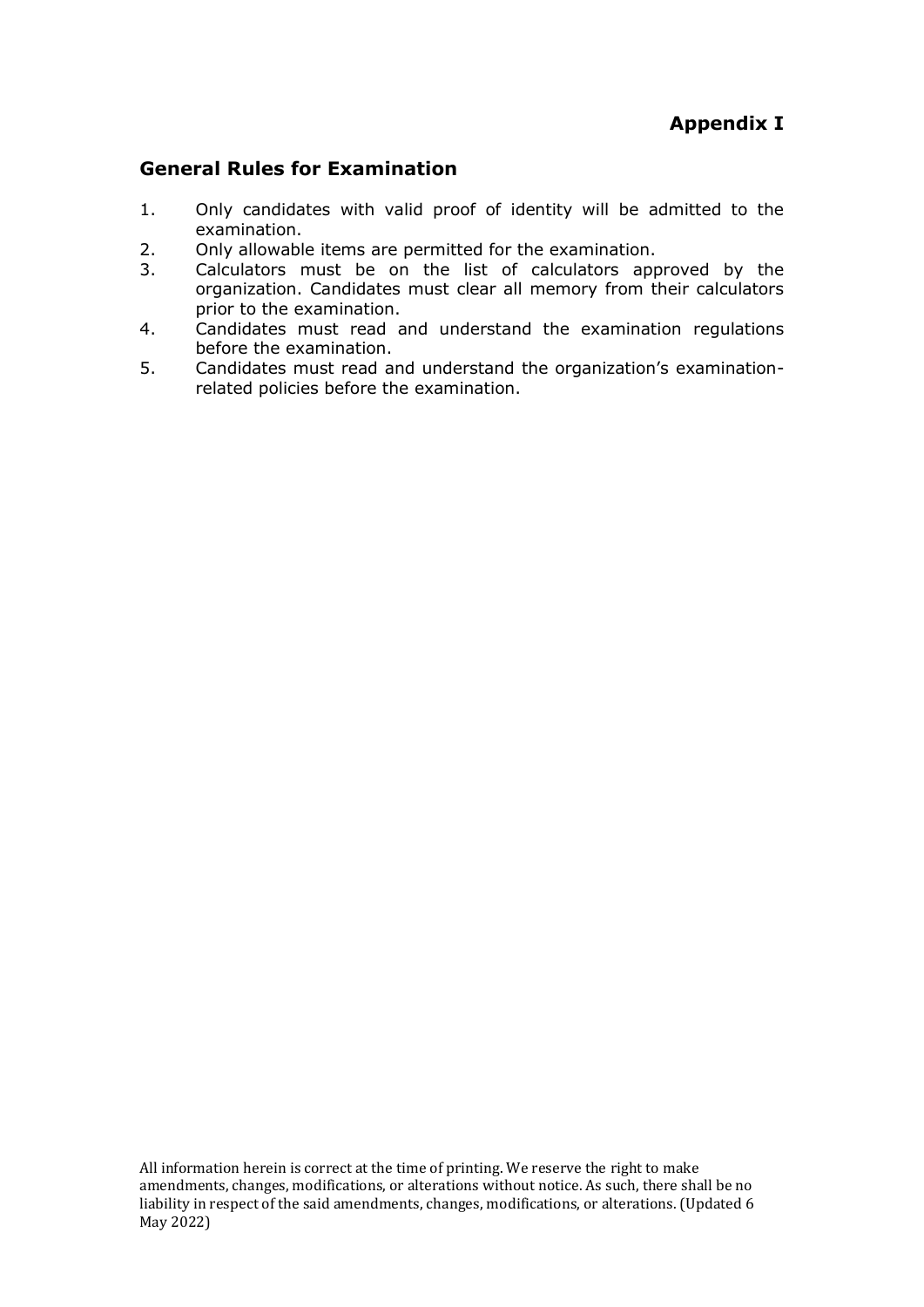**Appendix I**

## General Rules for Examination

1. Only candidates with valid proof of identity will be admitted to the examination.
2. Only allowable items are permitted for the examination.
3. Calculators must be on the list of calculators approved by the organization. Candidates must clear all memory from their calculators prior to the examination.
4. Candidates must read and understand the examination regulations before the examination.
5. Candidates must read and understand the organization's examination-related policies before the examination.

All information herein is correct at the time of printing. We reserve the right to make amendments, changes, modifications, or alterations without notice. As such, there shall be no liability in respect of the said amendments, changes, modifications, or alterations. (Updated 6 May 2022)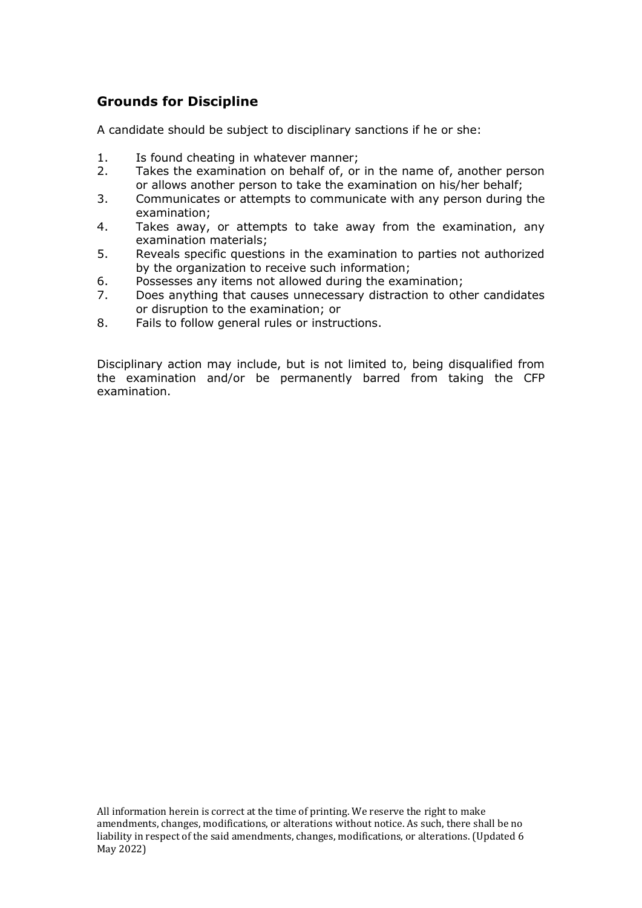## Grounds for Discipline

A candidate should be subject to disciplinary sanctions if he or she:

1. Is found cheating in whatever manner;
2. Takes the examination on behalf of, or in the name of, another person or allows another person to take the examination on his/her behalf;
3. Communicates or attempts to communicate with any person during the examination;
4. Takes away, or attempts to take away from the examination, any examination materials;
5. Reveals specific questions in the examination to parties not authorized by the organization to receive such information;
6. Possesses any items not allowed during the examination;
7. Does anything that causes unnecessary distraction to other candidates or disruption to the examination; or
8. Fails to follow general rules or instructions.

Disciplinary action may include, but is not limited to, being disqualified from the examination and/or be permanently barred from taking the CFP examination.

All information herein is correct at the time of printing. We reserve the right to make amendments, changes, modifications, or alterations without notice. As such, there shall be no liability in respect of the said amendments, changes, modifications, or alterations. (Updated 6 May 2022)